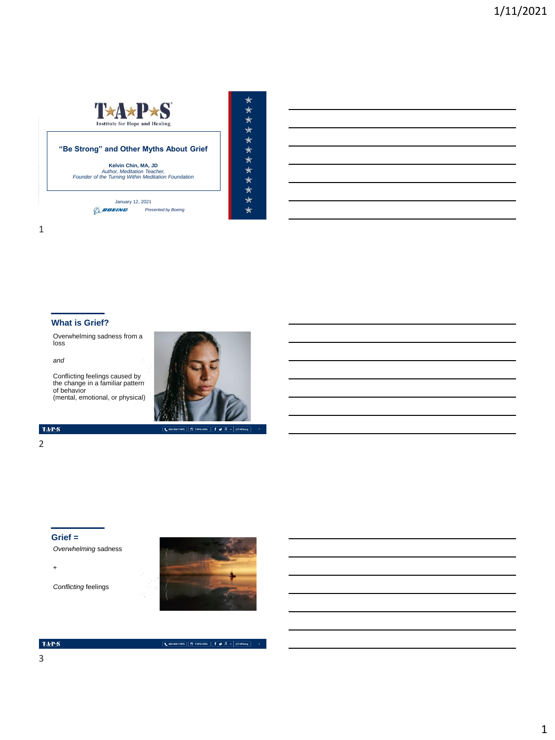TAPS
Institute for Hope and Healing

## "Be Strong" and Other Myths About Grief

**Kelvin Chin, MA, JD**
*Author, Meditation Teacher,*
*Founder of the Turning Within Meditation Foundation*

January 12, 2021

*Presented by Boeing*

## What is Grief?

Overwhelming sadness from a loss

*and*

Conflicting feelings caused by the change in a familiar pattern of behavior
(mental, emotional, or physical)

## Grief =

*Overwhelming* sadness

+

*Conflicting* feelings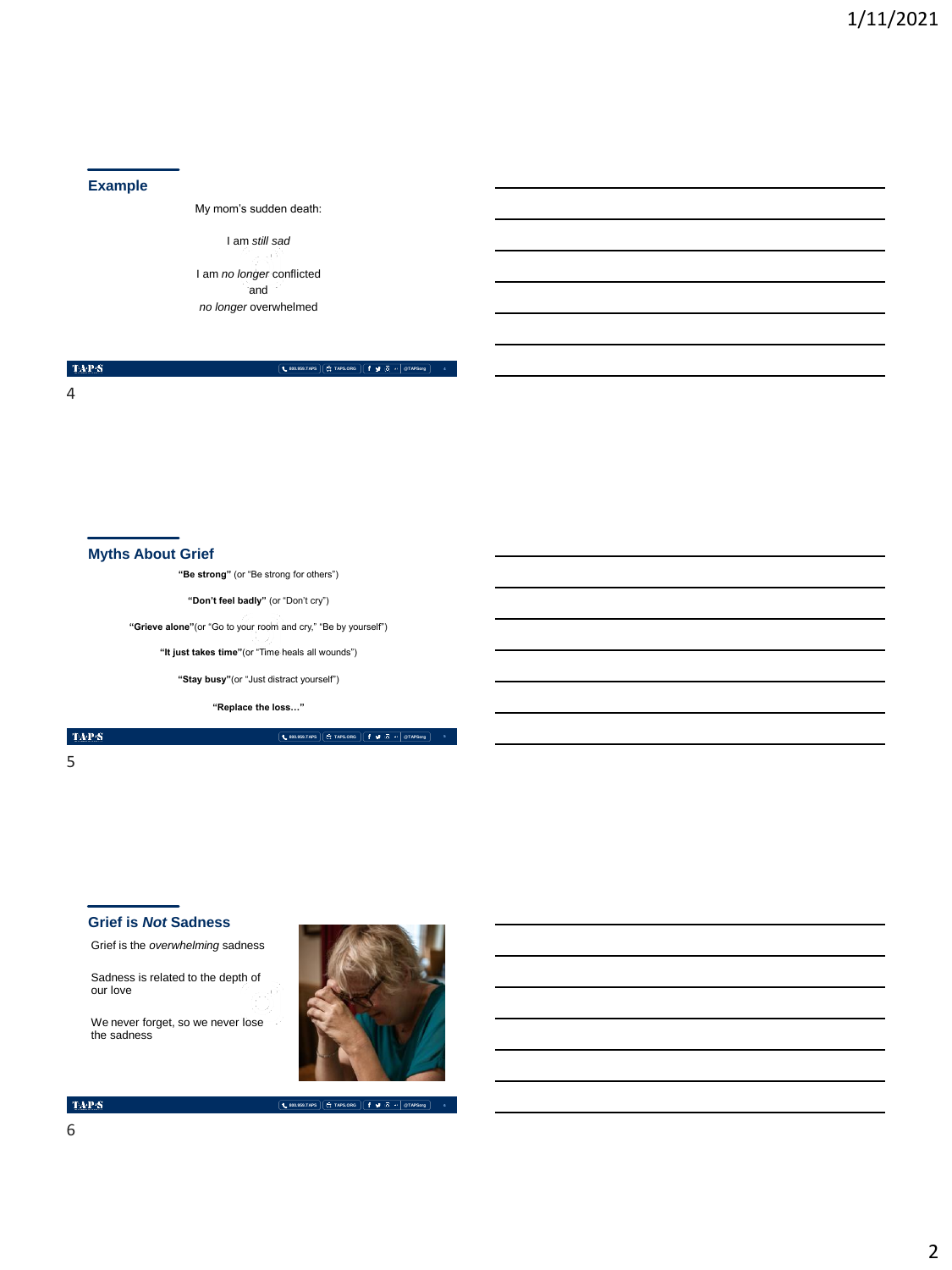## Example

My mom's sudden death:

I am *still sad*

I am *no longer* conflicted
and
*no longer* overwhelmed

## Myths About Grief

**"Be strong"** (or "Be strong for others")

**"Don't feel badly"** (or "Don't cry")

**"Grieve alone"**(or "Go to your room and cry," "Be by yourself")

**"It just takes time"**(or "Time heals all wounds")

**"Stay busy"**(or "Just distract yourself")

**"Replace the loss…"**

## Grief is *Not* Sadness

Grief is the *overwhelming* sadness

Sadness is related to the depth of our love

We never forget, so we never lose the sadness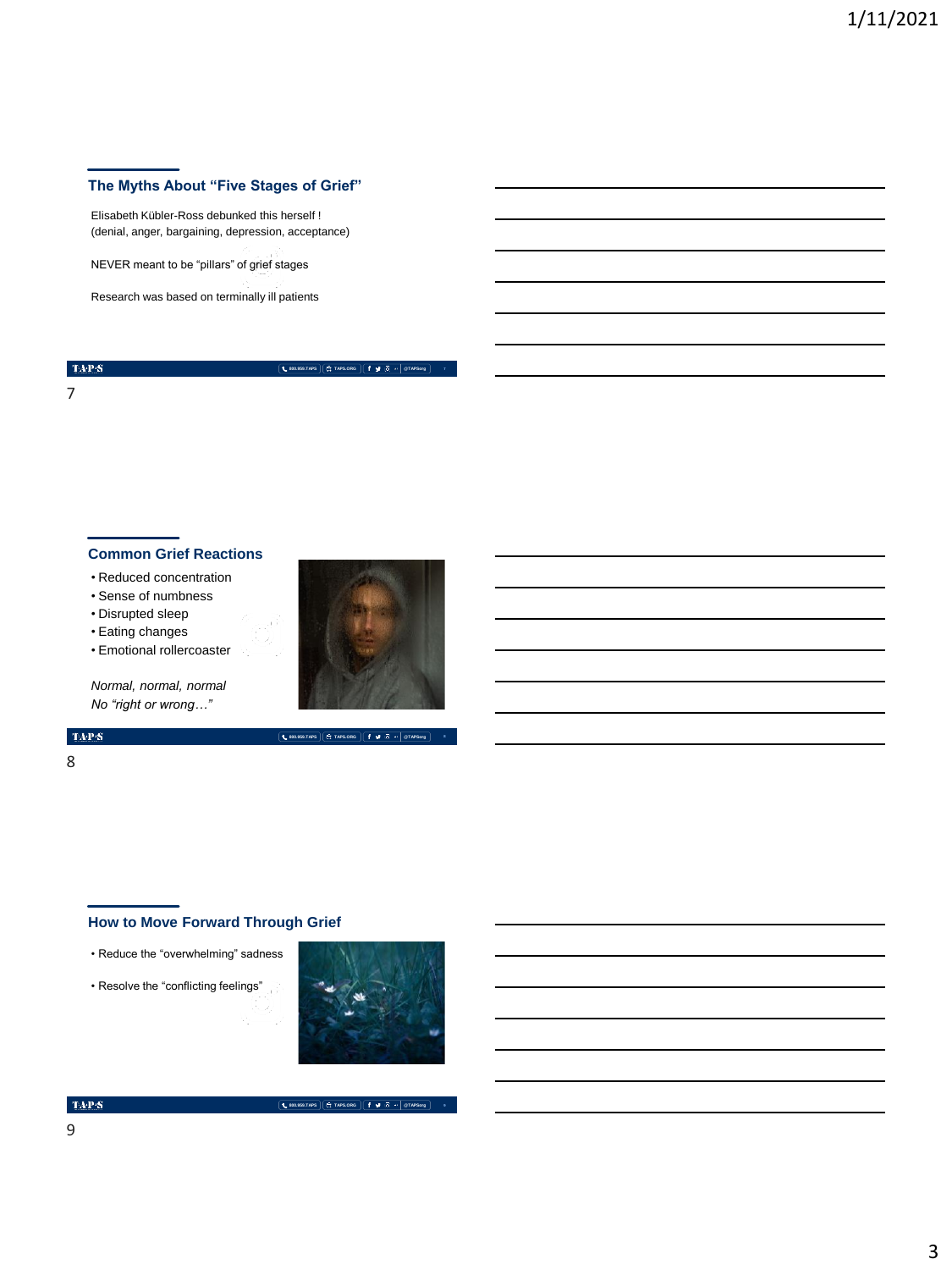## The Myths About "Five Stages of Grief"

Elisabeth Kübler-Ross debunked this herself !
(denial, anger, bargaining, depression, acceptance)

NEVER meant to be "pillars" of grief stages

Research was based on terminally ill patients

## Common Grief Reactions

- Reduced concentration
- Sense of numbness
- Disrupted sleep
- Eating changes
- Emotional rollercoaster

*Normal, normal, normal*
*No "right or wrong…"*

## How to Move Forward Through Grief

- Reduce the "overwhelming" sadness
- Resolve the "conflicting feelings"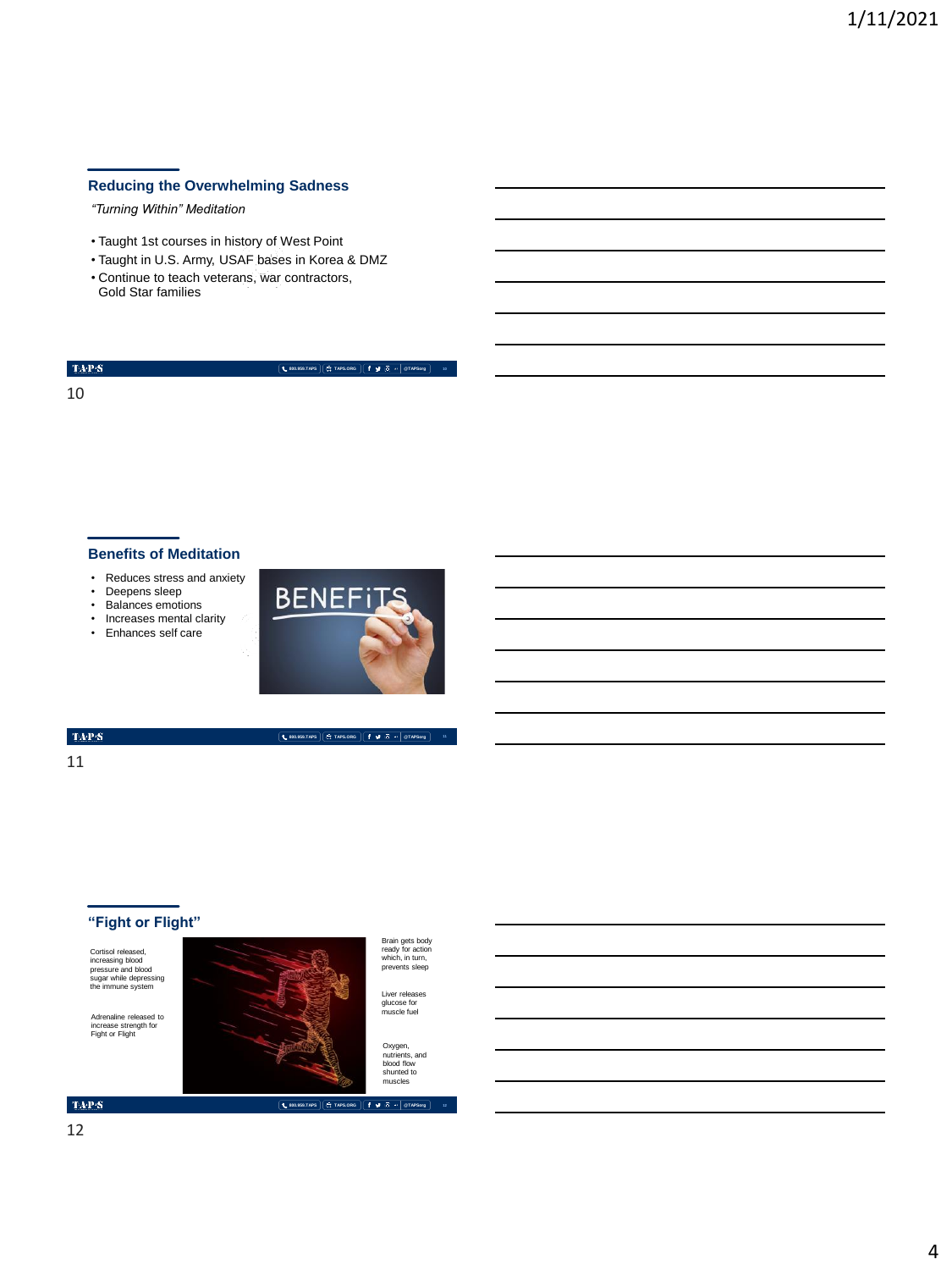## Reducing the Overwhelming Sadness

*"Turning Within" Meditation*

- Taught 1st courses in history of West Point
- Taught in U.S. Army, USAF bases in Korea & DMZ
- Continue to teach veterans, war contractors, Gold Star families

10

## Benefits of Meditation

- Reduces stress and anxiety
- Deepens sleep
- Balances emotions
- Increases mental clarity
- Enhances self care

11

## "Fight or Flight"

Cortisol released, increasing blood pressure and blood sugar while depressing the immune system

Adrenaline released to increase strength for Fight or Flight

Brain gets body ready for action which, in turn, prevents sleep

Liver releases glucose for muscle fuel

Oxygen, nutrients, and blood flow shunted to muscles

12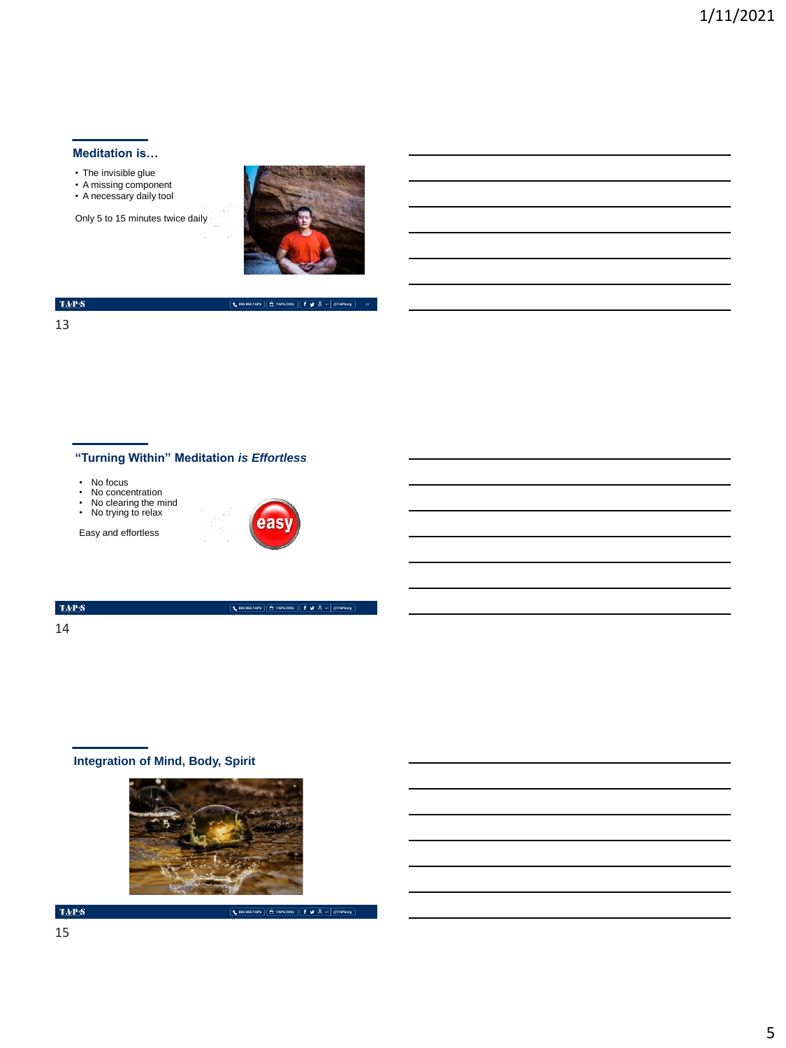## Meditation is…

- The invisible glue
- A missing component
- A necessary daily tool

Only 5 to 15 minutes twice daily

## "Turning Within" Meditation *is Effortless*

- No focus
- No concentration
- No clearing the mind
- No trying to relax

Easy and effortless

## Integration of Mind, Body, Spirit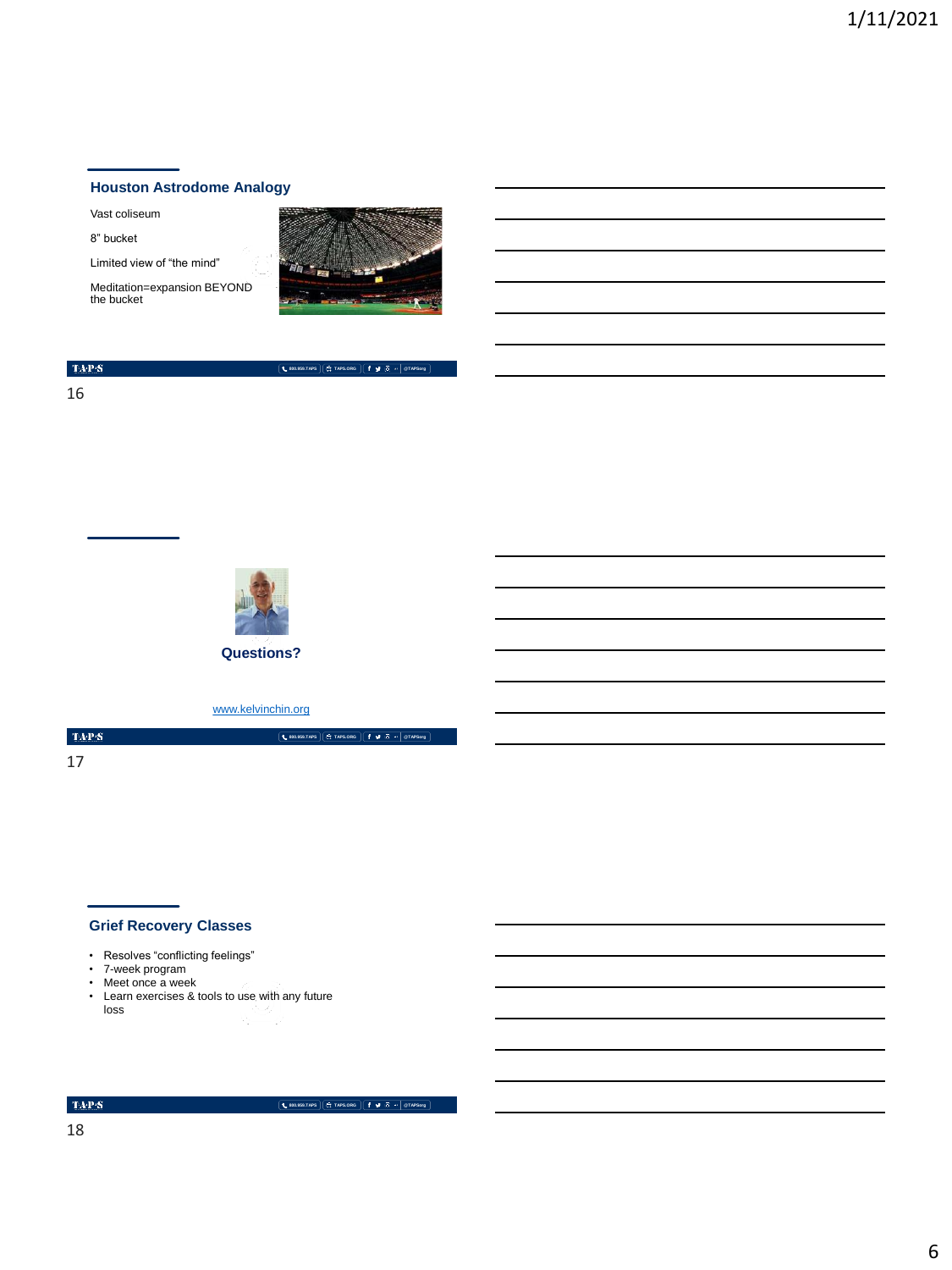## Houston Astrodome Analogy

Vast coliseum

8" bucket

Limited view of "the mind"

Meditation=expansion BEYOND the bucket

Questions?

www.kelvinchin.org

## Grief Recovery Classes

- Resolves "conflicting feelings"
- 7-week program
- Meet once a week
- Learn exercises & tools to use with any future loss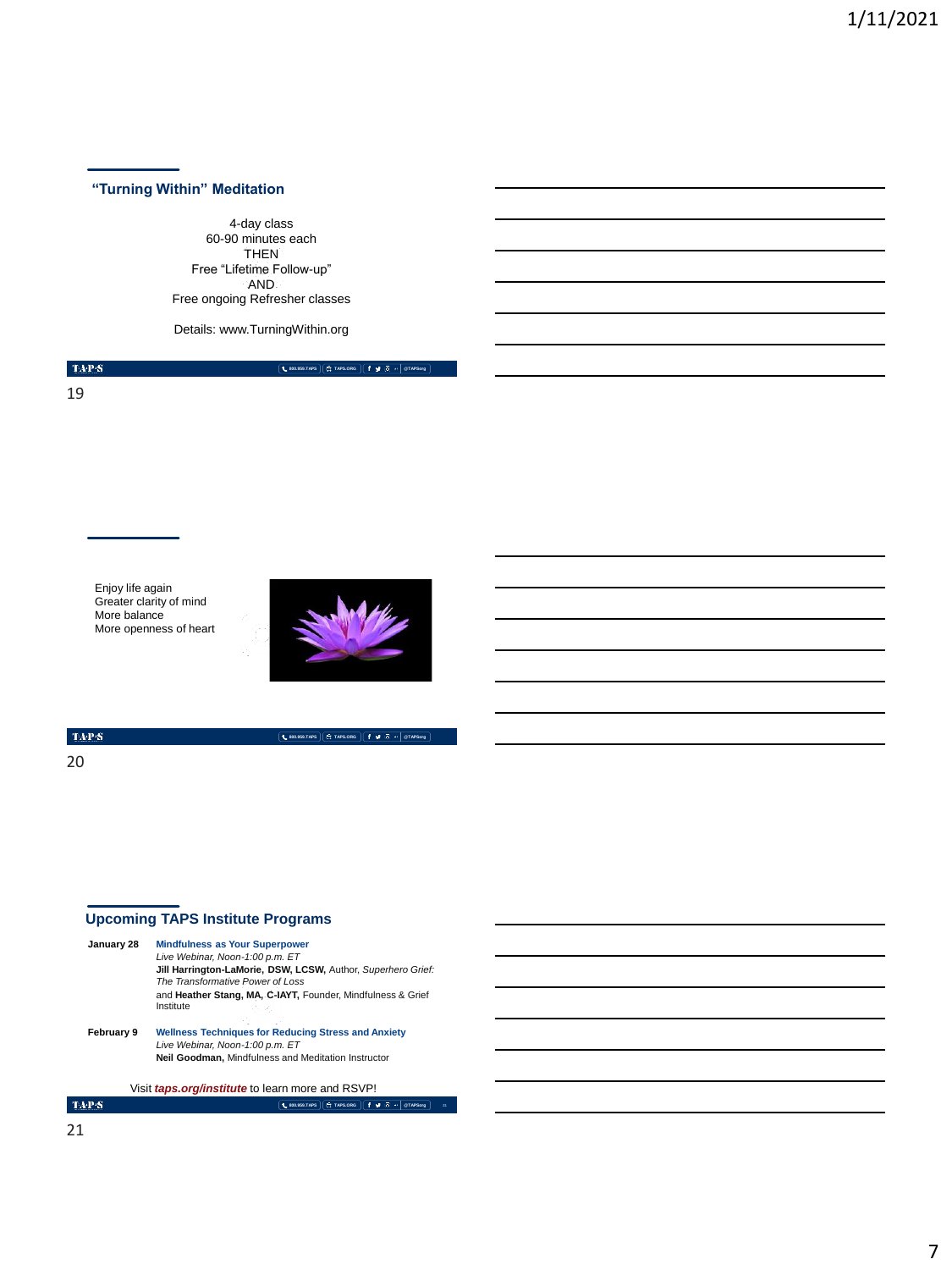## "Turning Within" Meditation

4-day class
60-90 minutes each
THEN
Free "Lifetime Follow-up"
AND
Free ongoing Refresher classes

Details: www.TurningWithin.org

---

Enjoy life again
Greater clarity of mind
More balance
More openness of heart

---

## Upcoming TAPS Institute Programs

**January 28**

**Mindfulness as Your Superpower**
*Live Webinar, Noon-1:00 p.m. ET*
**Jill Harrington-LaMorie, DSW, LCSW,** Author, *Superhero Grief: The Transformative Power of Loss*
and **Heather Stang, MA, C-IAYT,** Founder, Mindfulness & Grief Institute

**February 9**

**Wellness Techniques for Reducing Stress and Anxiety**
*Live Webinar, Noon-1:00 p.m. ET*
**Neil Goodman,** Mindfulness and Meditation Instructor

Visit ***taps.org/institute*** to learn more and RSVP!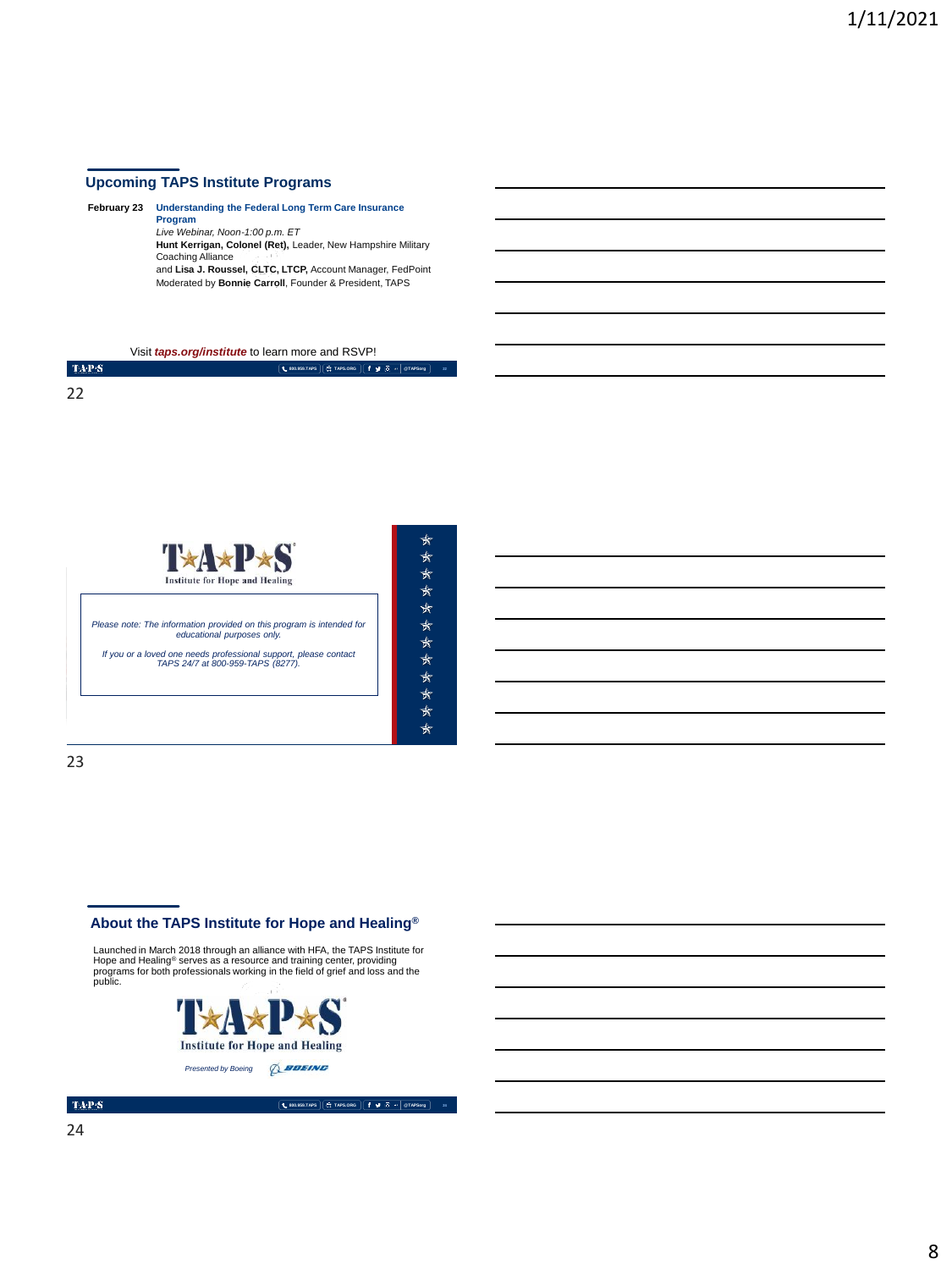## Upcoming TAPS Institute Programs

**February 23** **Understanding the Federal Long Term Care Insurance Program**
*Live Webinar, Noon-1:00 p.m. ET*
**Hunt Kerrigan, Colonel (Ret),** Leader, New Hampshire Military Coaching Alliance
and **Lisa J. Roussel, CLTC, LTCP,** Account Manager, FedPoint
Moderated by **Bonnie Carroll**, Founder & President, TAPS

Visit ***taps.org/institute*** to learn more and RSVP!

TAPS Institute for Hope and Healing

*Please note: The information provided on this program is intended for educational purposes only.*

*If you or a loved one needs professional support, please contact TAPS 24/7 at 800-959-TAPS (8277).*

## About the TAPS Institute for Hope and Healing®

Launched in March 2018 through an alliance with HFA, the TAPS Institute for Hope and Healing® serves as a resource and training center, providing programs for both professionals working in the field of grief and loss and the public.

TAPS Institute for Hope and Healing

*Presented by Boeing*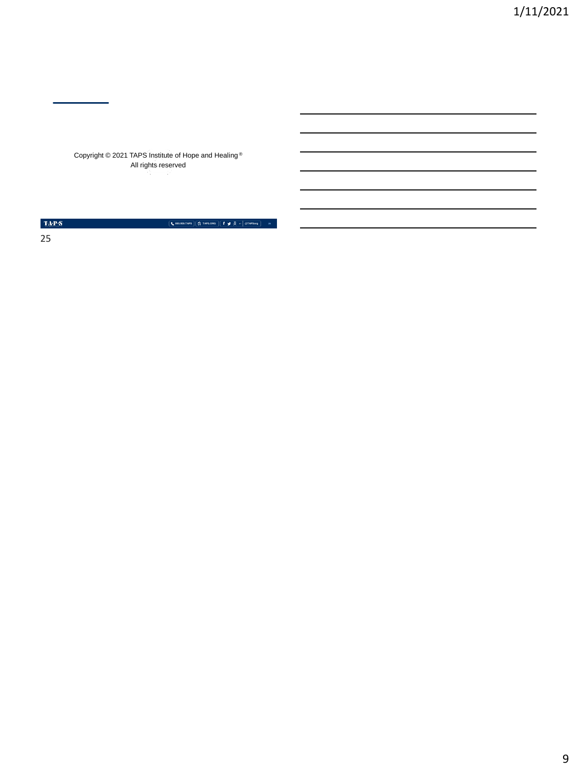Copyright © 2021 TAPS Institute of Hope and Healing®
All rights reserved